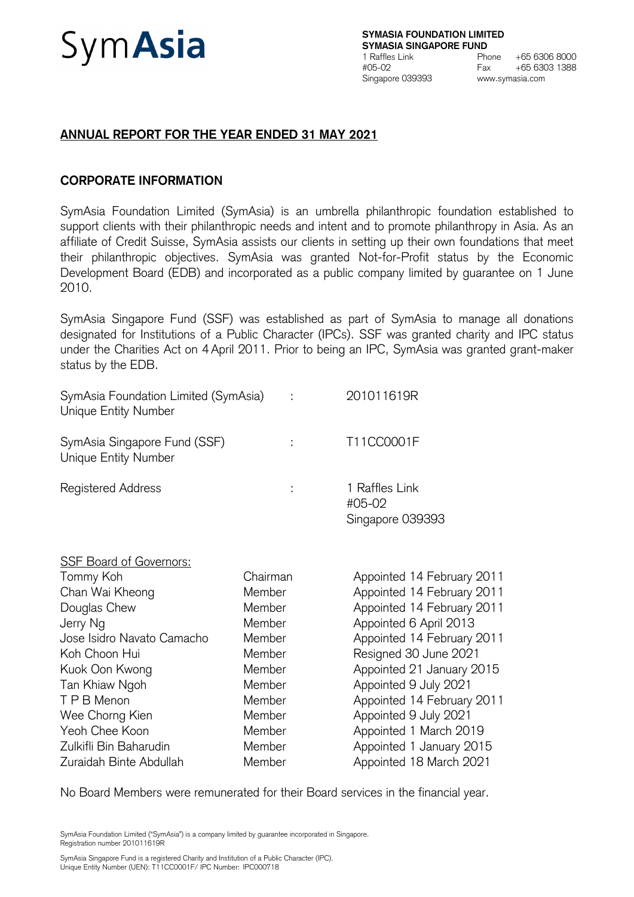SymAsia

**SYMASIA FOUNDATION LIMITED**
**SYMASIA SINGAPORE FUND**
1 Raffles Link
#05-02
Singapore 039393
Phone +65 6306 8000
Fax +65 6303 1388
www.symasia.com

## ANNUAL REPORT FOR THE YEAR ENDED 31 MAY 2021

### CORPORATE INFORMATION

SymAsia Foundation Limited (SymAsia) is an umbrella philanthropic foundation established to support clients with their philanthropic needs and intent and to promote philanthropy in Asia. As an affiliate of Credit Suisse, SymAsia assists our clients in setting up their own foundations that meet their philanthropic objectives. SymAsia was granted Not-for-Profit status by the Economic Development Board (EDB) and incorporated as a public company limited by guarantee on 1 June 2010.

SymAsia Singapore Fund (SSF) was established as part of SymAsia to manage all donations designated for Institutions of a Public Character (IPCs). SSF was granted charity and IPC status under the Charities Act on 4 April 2011. Prior to being an IPC, SymAsia was granted grant-maker status by the EDB.

| | | |
|---|---|---|
| SymAsia Foundation Limited (SymAsia) Unique Entity Number | : | 201011619R |
| SymAsia Singapore Fund (SSF) Unique Entity Number | : | T11CC0001F |
| Registered Address | : | 1 Raffles Link<br>#05-02<br>Singapore 039393 |

SSF Board of Governors:

| | | |
|---|---|---|
| Tommy Koh | Chairman | Appointed 14 February 2011 |
| Chan Wai Kheong | Member | Appointed 14 February 2011 |
| Douglas Chew | Member | Appointed 14 February 2011 |
| Jerry Ng | Member | Appointed 6 April 2013 |
| Jose Isidro Navato Camacho | Member | Appointed 14 February 2011 |
| Koh Choon Hui | Member | Resigned 30 June 2021 |
| Kuok Oon Kwong | Member | Appointed 21 January 2015 |
| Tan Khiaw Ngoh | Member | Appointed 9 July 2021 |
| T P B Menon | Member | Appointed 14 February 2011 |
| Wee Chorng Kien | Member | Appointed 9 July 2021 |
| Yeoh Chee Koon | Member | Appointed 1 March 2019 |
| Zulkifli Bin Baharudin | Member | Appointed 1 January 2015 |
| Zuraidah Binte Abdullah | Member | Appointed 18 March 2021 |

No Board Members were remunerated for their Board services in the financial year.

SymAsia Foundation Limited ("SymAsia") is a company limited by guarantee incorporated in Singapore.
Registration number 201011619R

SymAsia Singapore Fund is a registered Charity and Institution of a Public Character (IPC).
Unique Entity Number (UEN): T11CC0001F/ IPC Number: IPC000718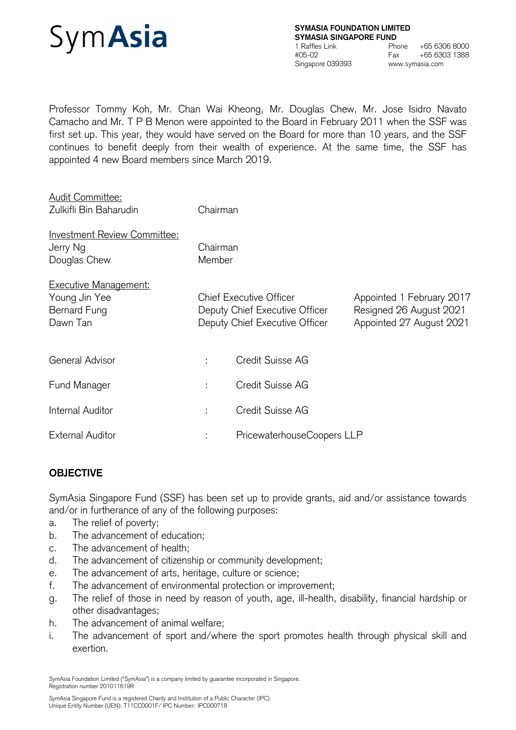Professor Tommy Koh, Mr. Chan Wai Kheong, Mr. Douglas Chew, Mr. Jose Isidro Navato Camacho and Mr. T P B Menon were appointed to the Board in February 2011 when the SSF was first set up. This year, they would have served on the Board for more than 10 years, and the SSF continues to benefit deeply from their wealth of experience. At the same time, the SSF has appointed 4 new Board members since March 2019.

<u>Audit Committee:</u>

| | | |
|---|---|---|
| Zulkifli Bin Baharudin | Chairman | |

<u>Investment Review Committee:</u>

| | | |
|---|---|---|
| Jerry Ng | Chairman | |
| Douglas Chew | Member | |

<u>Executive Management:</u>

| | | |
|---|---|---|
| Young Jin Yee | Chief Executive Officer | Appointed 1 February 2017 |
| Bernard Fung | Deputy Chief Executive Officer | Resigned 26 August 2021 |
| Dawn Tan | Deputy Chief Executive Officer | Appointed 27 August 2021 |

| | | |
|---|---|---|
| General Advisor | : | Credit Suisse AG |
| Fund Manager | : | Credit Suisse AG |
| Internal Auditor | : | Credit Suisse AG |
| External Auditor | : | PricewaterhouseCoopers LLP |

## OBJECTIVE

SymAsia Singapore Fund (SSF) has been set up to provide grants, aid and/or assistance towards and/or in furtherance of any of the following purposes:

a. The relief of poverty;
b. The advancement of education;
c. The advancement of health;
d. The advancement of citizenship or community development;
e. The advancement of arts, heritage, culture or science;
f. The advancement of environmental protection or improvement;
g. The relief of those in need by reason of youth, age, ill-health, disability, financial hardship or other disadvantages;
h. The advancement of animal welfare;
i. The advancement of sport and/where the sport promotes health through physical skill and exertion.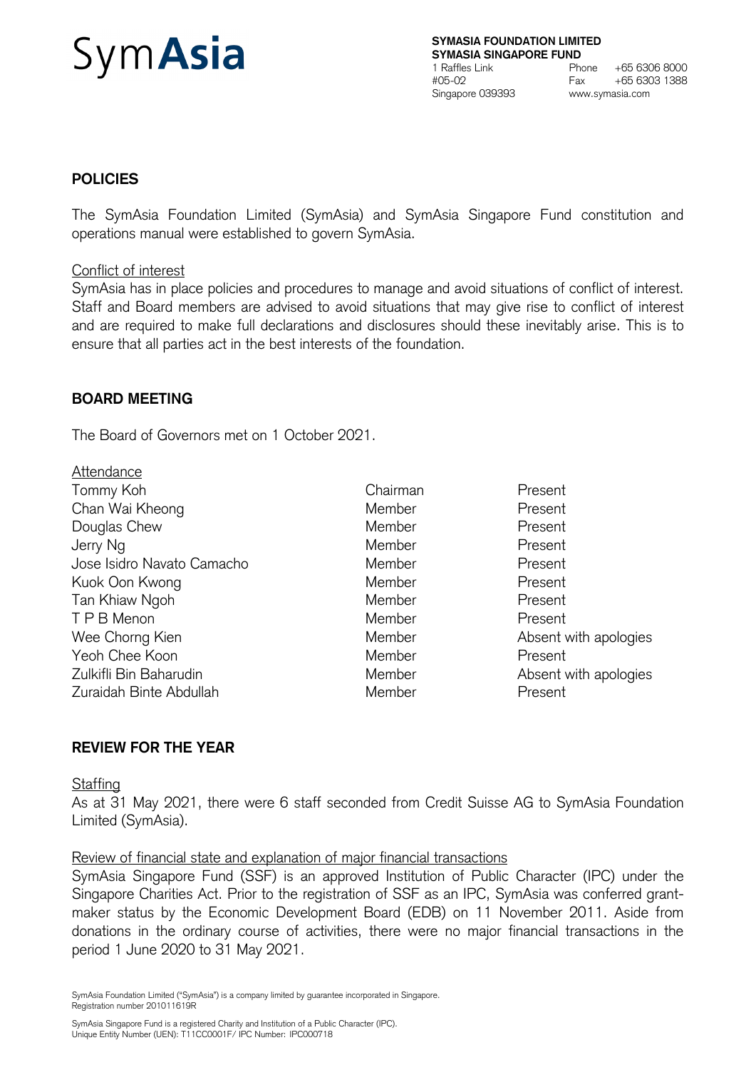## POLICIES

The SymAsia Foundation Limited (SymAsia) and SymAsia Singapore Fund constitution and operations manual were established to govern SymAsia.

Conflict of interest

SymAsia has in place policies and procedures to manage and avoid situations of conflict of interest. Staff and Board members are advised to avoid situations that may give rise to conflict of interest and are required to make full declarations and disclosures should these inevitably arise. This is to ensure that all parties act in the best interests of the foundation.

## BOARD MEETING

The Board of Governors met on 1 October 2021.

Attendance

| | | |
|---|---|---|
| Tommy Koh | Chairman | Present |
| Chan Wai Kheong | Member | Present |
| Douglas Chew | Member | Present |
| Jerry Ng | Member | Present |
| Jose Isidro Navato Camacho | Member | Present |
| Kuok Oon Kwong | Member | Present |
| Tan Khiaw Ngoh | Member | Present |
| T P B Menon | Member | Present |
| Wee Chorng Kien | Member | Absent with apologies |
| Yeoh Chee Koon | Member | Present |
| Zulkifli Bin Baharudin | Member | Absent with apologies |
| Zuraidah Binte Abdullah | Member | Present |

## REVIEW FOR THE YEAR

Staffing

As at 31 May 2021, there were 6 staff seconded from Credit Suisse AG to SymAsia Foundation Limited (SymAsia).

Review of financial state and explanation of major financial transactions

SymAsia Singapore Fund (SSF) is an approved Institution of Public Character (IPC) under the Singapore Charities Act. Prior to the registration of SSF as an IPC, SymAsia was conferred grant-maker status by the Economic Development Board (EDB) on 11 November 2011. Aside from donations in the ordinary course of activities, there were no major financial transactions in the period 1 June 2020 to 31 May 2021.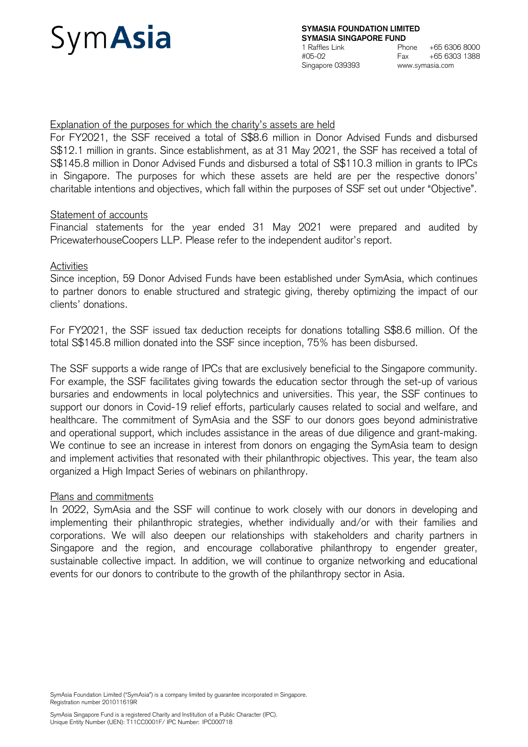SymAsia

**SYMASIA FOUNDATION LIMITED**
**SYMASIA SINGAPORE FUND**
1 Raffles Link
#05-02
Singapore 039393
Phone +65 6306 8000
Fax +65 6303 1388
www.symasia.com

## Explanation of the purposes for which the charity's assets are held

For FY2021, the SSF received a total of S$8.6 million in Donor Advised Funds and disbursed S$12.1 million in grants. Since establishment, as at 31 May 2021, the SSF has received a total of S$145.8 million in Donor Advised Funds and disbursed a total of S$110.3 million in grants to IPCs in Singapore. The purposes for which these assets are held are per the respective donors' charitable intentions and objectives, which fall within the purposes of SSF set out under "Objective".

## Statement of accounts

Financial statements for the year ended 31 May 2021 were prepared and audited by PricewaterhouseCoopers LLP. Please refer to the independent auditor's report.

## Activities

Since inception, 59 Donor Advised Funds have been established under SymAsia, which continues to partner donors to enable structured and strategic giving, thereby optimizing the impact of our clients' donations.

For FY2021, the SSF issued tax deduction receipts for donations totalling S$8.6 million. Of the total S$145.8 million donated into the SSF since inception, 75% has been disbursed.

The SSF supports a wide range of IPCs that are exclusively beneficial to the Singapore community. For example, the SSF facilitates giving towards the education sector through the set-up of various bursaries and endowments in local polytechnics and universities. This year, the SSF continues to support our donors in Covid-19 relief efforts, particularly causes related to social and welfare, and healthcare. The commitment of SymAsia and the SSF to our donors goes beyond administrative and operational support, which includes assistance in the areas of due diligence and grant-making. We continue to see an increase in interest from donors on engaging the SymAsia team to design and implement activities that resonated with their philanthropic objectives. This year, the team also organized a High Impact Series of webinars on philanthropy.

## Plans and commitments

In 2022, SymAsia and the SSF will continue to work closely with our donors in developing and implementing their philanthropic strategies, whether individually and/or with their families and corporations. We will also deepen our relationships with stakeholders and charity partners in Singapore and the region, and encourage collaborative philanthropy to engender greater, sustainable collective impact. In addition, we will continue to organize networking and educational events for our donors to contribute to the growth of the philanthropy sector in Asia.

SymAsia Foundation Limited ("SymAsia") is a company limited by guarantee incorporated in Singapore.
Registration number 201011619R

SymAsia Singapore Fund is a registered Charity and Institution of a Public Character (IPC).
Unique Entity Number (UEN): T11CC0001F/ IPC Number: IPC000718